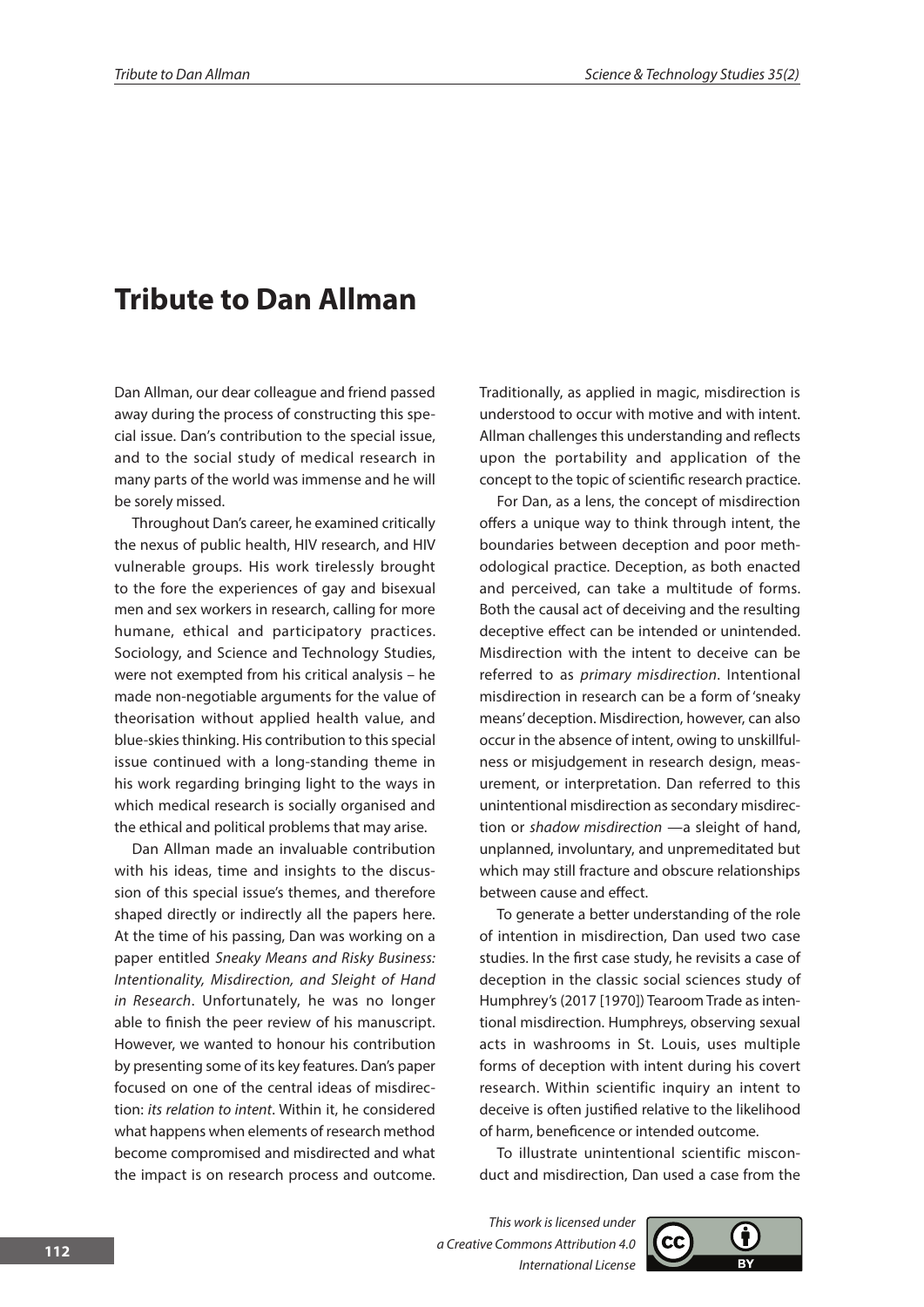# Tribute to Dan Allman

Dan Allman, our dear colleague and friend passed away during the process of constructing this special issue. Dan's contribution to the special issue, and to the social study of medical research in many parts of the world was immense and he will be sorely missed.

Throughout Dan's career, he examined critically the nexus of public health, HIV research, and HIV vulnerable groups. His work tirelessly brought to the fore the experiences of gay and bisexual men and sex workers in research, calling for more humane, ethical and participatory practices. Sociology, and Science and Technology Studies, were not exempted from his critical analysis – he made non-negotiable arguments for the value of theorisation without applied health value, and blue-skies thinking. His contribution to this special issue continued with a long-standing theme in his work regarding bringing light to the ways in which medical research is socially organised and the ethical and political problems that may arise.

Dan Allman made an invaluable contribution with his ideas, time and insights to the discussion of this special issue's themes, and therefore shaped directly or indirectly all the papers here. At the time of his passing, Dan was working on a paper entitled *Sneaky Means and Risky Business: Intentionality, Misdirection, and Sleight of Hand in Research*. Unfortunately, he was no longer able to finish the peer review of his manuscript. However, we wanted to honour his contribution by presenting some of its key features. Dan's paper focused on one of the central ideas of misdirection: *its relation to intent*. Within it, he considered what happens when elements of research method become compromised and misdirected and what the impact is on research process and outcome. Traditionally, as applied in magic, misdirection is understood to occur with motive and with intent. Allman challenges this understanding and reflects upon the portability and application of the concept to the topic of scientific research practice.

For Dan, as a lens, the concept of misdirection offers a unique way to think through intent, the boundaries between deception and poor methodological practice. Deception, as both enacted and perceived, can take a multitude of forms. Both the causal act of deceiving and the resulting deceptive effect can be intended or unintended. Misdirection with the intent to deceive can be referred to as *primary misdirection*. Intentional misdirection in research can be a form of 'sneaky means' deception. Misdirection, however, can also occur in the absence of intent, owing to unskillfulness or misjudgement in research design, measurement, or interpretation. Dan referred to this unintentional misdirection as secondary misdirection or *shadow misdirection* —a sleight of hand, unplanned, involuntary, and unpremeditated but which may still fracture and obscure relationships between cause and effect.

To generate a better understanding of the role of intention in misdirection, Dan used two case studies. In the first case study, he revisits a case of deception in the classic social sciences study of Humphrey's (2017 [1970]) Tearoom Trade as intentional misdirection. Humphreys, observing sexual acts in washrooms in St. Louis, uses multiple forms of deception with intent during his covert research. Within scientific inquiry an intent to deceive is often justified relative to the likelihood of harm, beneficence or intended outcome.

To illustrate unintentional scientific misconduct and misdirection, Dan used a case from the

*This work is licensed under a Creative Commons Attribution 4.0 International License*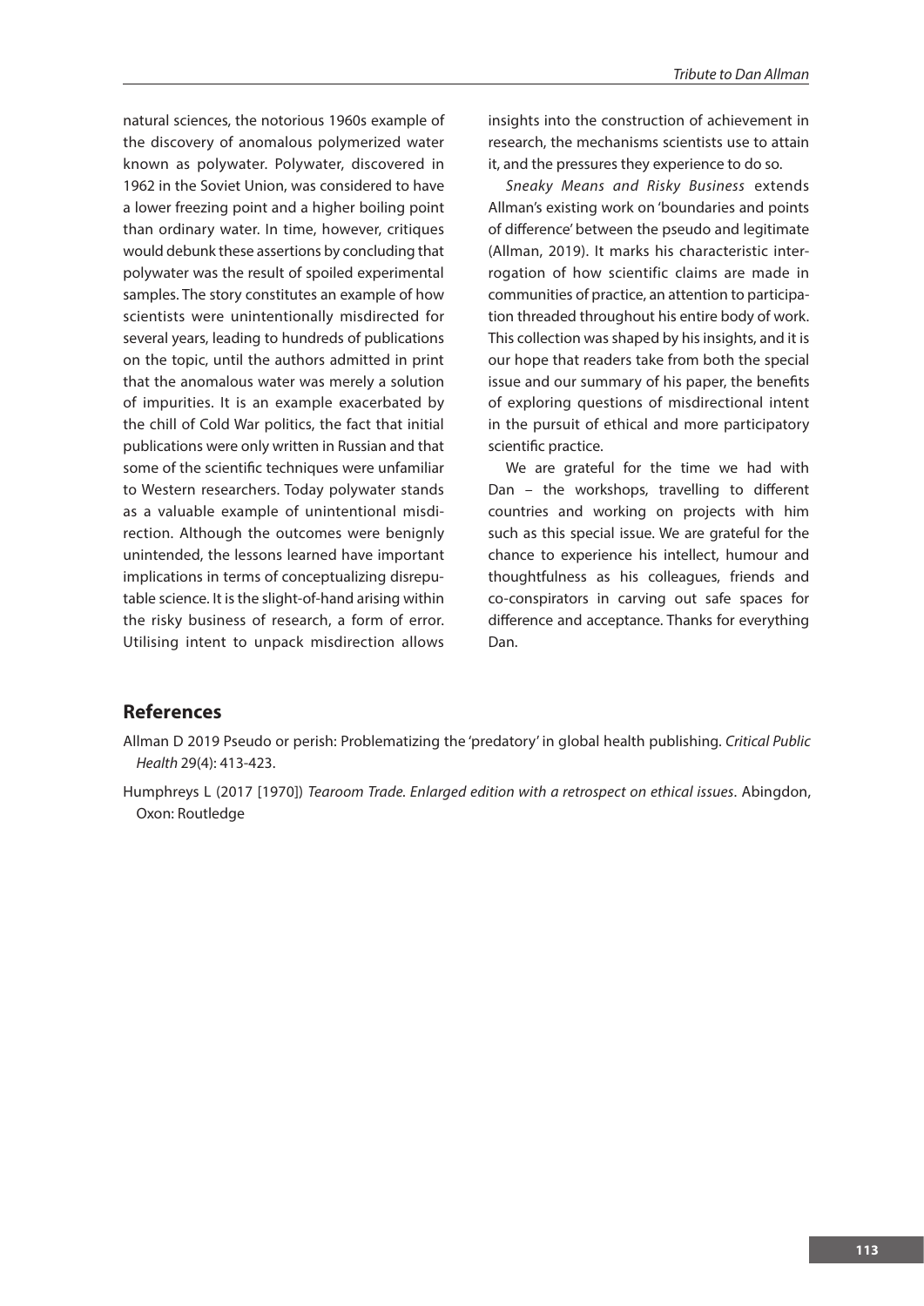natural sciences, the notorious 1960s example of the discovery of anomalous polymerized water known as polywater. Polywater, discovered in 1962 in the Soviet Union, was considered to have a lower freezing point and a higher boiling point than ordinary water. In time, however, critiques would debunk these assertions by concluding that polywater was the result of spoiled experimental samples. The story constitutes an example of how scientists were unintentionally misdirected for several years, leading to hundreds of publications on the topic, until the authors admitted in print that the anomalous water was merely a solution of impurities. It is an example exacerbated by the chill of Cold War politics, the fact that initial publications were only written in Russian and that some of the scientific techniques were unfamiliar to Western researchers. Today polywater stands as a valuable example of unintentional misdirection. Although the outcomes were benignly unintended, the lessons learned have important implications in terms of conceptualizing disreputable science. It is the slight-of-hand arising within the risky business of research, a form of error. Utilising intent to unpack misdirection allows insights into the construction of achievement in research, the mechanisms scientists use to attain it, and the pressures they experience to do so.

*Sneaky Means and Risky Business* extends Allman's existing work on 'boundaries and points of difference' between the pseudo and legitimate (Allman, 2019). It marks his characteristic interrogation of how scientific claims are made in communities of practice, an attention to participation threaded throughout his entire body of work. This collection was shaped by his insights, and it is our hope that readers take from both the special issue and our summary of his paper, the benefits of exploring questions of misdirectional intent in the pursuit of ethical and more participatory scientific practice.

We are grateful for the time we had with Dan – the workshops, travelling to different countries and working on projects with him such as this special issue. We are grateful for the chance to experience his intellect, humour and thoughtfulness as his colleagues, friends and co-conspirators in carving out safe spaces for difference and acceptance. Thanks for everything Dan.

## References

Allman D 2019 Pseudo or perish: Problematizing the 'predatory' in global health publishing. *Critical Public Health* 29(4): 413-423.

Humphreys L (2017 [1970]) *Tearoom Trade. Enlarged edition with a retrospect on ethical issues*. Abingdon, Oxon: Routledge